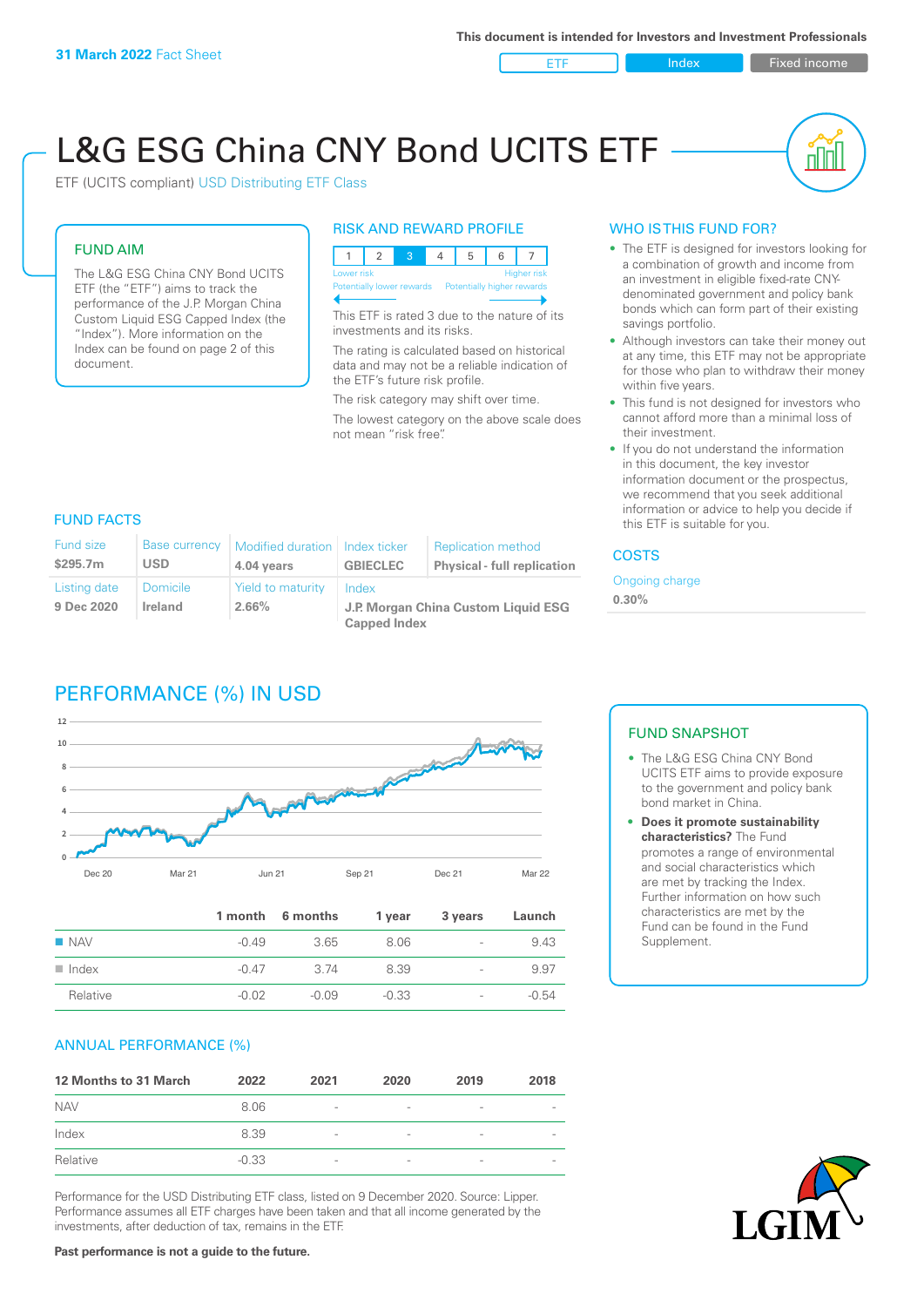**31 March 2022** Fact Sheet

This document is intended for Investors and Investment Professionals

ETF | Index | Fixed income

# L&G ESG China CNY Bond UCITS ETF

ETF (UCITS compliant) USD Distributing ETF Class

## FUND AIM

The L&G ESG China CNY Bond UCITS ETF (the "ETF") aims to track the performance of the J.P. Morgan China Custom Liquid ESG Capped Index (the "Index"). More information on the Index can be found on page 2 of this document.

## RISK AND REWARD PROFILE

| 1 | 2 | **3** | 4 | 5 | 6 | 7 |
|---|---|---|---|---|---|---|

Lower risk — Higher risk

Potentially lower rewards — Potentially higher rewards

This ETF is rated 3 due to the nature of its investments and its risks.

The rating is calculated based on historical data and may not be a reliable indication of the ETF's future risk profile.

The risk category may shift over time.

The lowest category on the above scale does not mean "risk free".

## WHO IS THIS FUND FOR?

- The ETF is designed for investors looking for a combination of growth and income from an investment in eligible fixed-rate CNY-denominated government and policy bank bonds which can form part of their existing savings portfolio.
- Although investors can take their money out at any time, this ETF may not be appropriate for those who plan to withdraw their money within five years.
- This fund is not designed for investors who cannot afford more than a minimal loss of their investment.
- If you do not understand the information in this document, the key investor information document or the prospectus, we recommend that you seek additional information or advice to help you decide if this ETF is suitable for you.

## FUND FACTS

| Fund size | Base currency | Modified duration | Index ticker | Replication method |
|---|---|---|---|---|
| **$295.7m** | **USD** | **4.04 years** | **GBIECLEC** | **Physical - full replication** |
| **Listing date** | **Domicile** | **Yield to maturity** | **Index** | |
| **9 Dec 2020** | **Ireland** | **2.66%** | **J.P. Morgan China Custom Liquid ESG Capped Index** | |

## COSTS

Ongoing charge

**0.30%**

## PERFORMANCE (%) IN USD

| | 1 month | 6 months | 1 year | 3 years | Launch |
|---|---|---|---|---|---|
| NAV | -0.49 | 3.65 | 8.06 | - | 9.43 |
| Index | -0.47 | 3.74 | 8.39 | - | 9.97 |
| Relative | -0.02 | -0.09 | -0.33 | - | -0.54 |

## FUND SNAPSHOT

- The L&G ESG China CNY Bond UCITS ETF aims to provide exposure to the government and policy bank bond market in China.
- **Does it promote sustainability characteristics?** The Fund promotes a range of environmental and social characteristics which are met by tracking the Index. Further information on how such characteristics are met by the Fund can be found in the Fund Supplement.

## ANNUAL PERFORMANCE (%)

| 12 Months to 31 March | 2022 | 2021 | 2020 | 2019 | 2018 |
|---|---|---|---|---|---|
| NAV | 8.06 | - | - | - | - |
| Index | 8.39 | - | - | - | - |
| Relative | -0.33 | - | - | - | - |

Performance for the USD Distributing ETF class, listed on 9 December 2020. Source: Lipper. Performance assumes all ETF charges have been taken and that all income generated by the investments, after deduction of tax, remains in the ETF.

**Past performance is not a guide to the future.**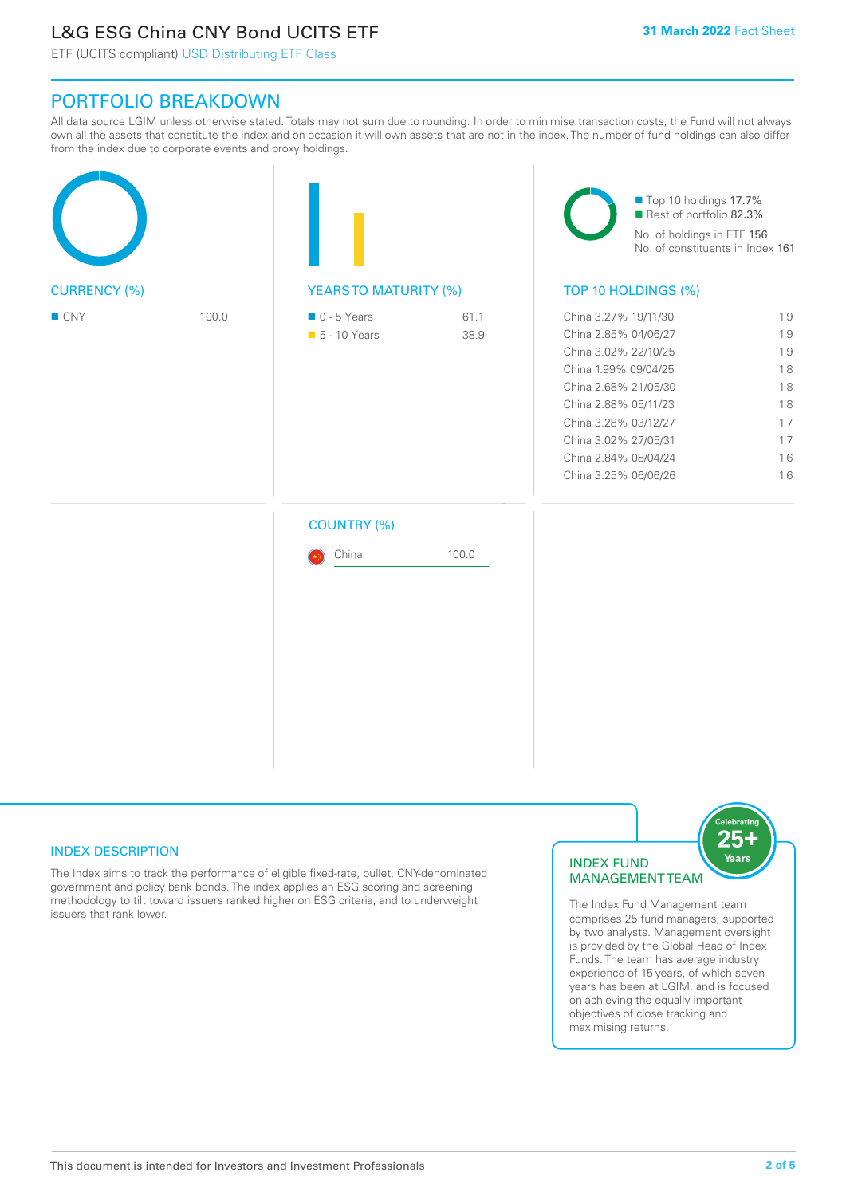# L&G ESG China CNY Bond UCITS ETF

ETF (UCITS compliant) USD Distributing ETF Class

31 March 2022 Fact Sheet

## PORTFOLIO BREAKDOWN

All data source LGIM unless otherwise stated. Totals may not sum due to rounding. In order to minimise transaction costs, the Fund will not always own all the assets that constitute the index and on occasion it will own assets that are not in the index. The number of fund holdings can also differ from the index due to corporate events and proxy holdings.

### CURRENCY (%)

| Currency | % |
|---|---|
| CNY | 100.0 |

### YEARS TO MATURITY (%)

| Years to maturity | % |
|---|---|
| 0 - 5 Years | 61.1 |
| 5 - 10 Years | 38.9 |

- Top 10 holdings 17.7%
- Rest of portfolio 82.3%

No. of holdings in ETF 156

No. of constituents in Index 161

### TOP 10 HOLDINGS (%)

| Holding | % |
|---|---|
| China 3.27% 19/11/30 | 1.9 |
| China 2.85% 04/06/27 | 1.9 |
| China 3.02% 22/10/25 | 1.9 |
| China 1.99% 09/04/25 | 1.8 |
| China 2.68% 21/05/30 | 1.8 |
| China 2.88% 05/11/23 | 1.8 |
| China 3.28% 03/12/27 | 1.7 |
| China 3.02% 27/05/31 | 1.7 |
| China 2.84% 08/04/24 | 1.6 |
| China 3.25% 06/06/26 | 1.6 |

### COUNTRY (%)

| Country | % |
|---|---|
| China | 100.0 |

## INDEX DESCRIPTION

The Index aims to track the performance of eligible fixed-rate, bullet, CNY-denominated government and policy bank bonds. The index applies an ESG scoring and screening methodology to tilt toward issuers ranked higher on ESG criteria, and to underweight issuers that rank lower.

## INDEX FUND MANAGEMENT TEAM

Celebrating 25+ Years

The Index Fund Management team comprises 25 fund managers, supported by two analysts. Management oversight is provided by the Global Head of Index Funds. The team has average industry experience of 15 years, of which seven years has been at LGIM, and is focused on achieving the equally important objectives of close tracking and maximising returns.

This document is intended for Investors and Investment Professionals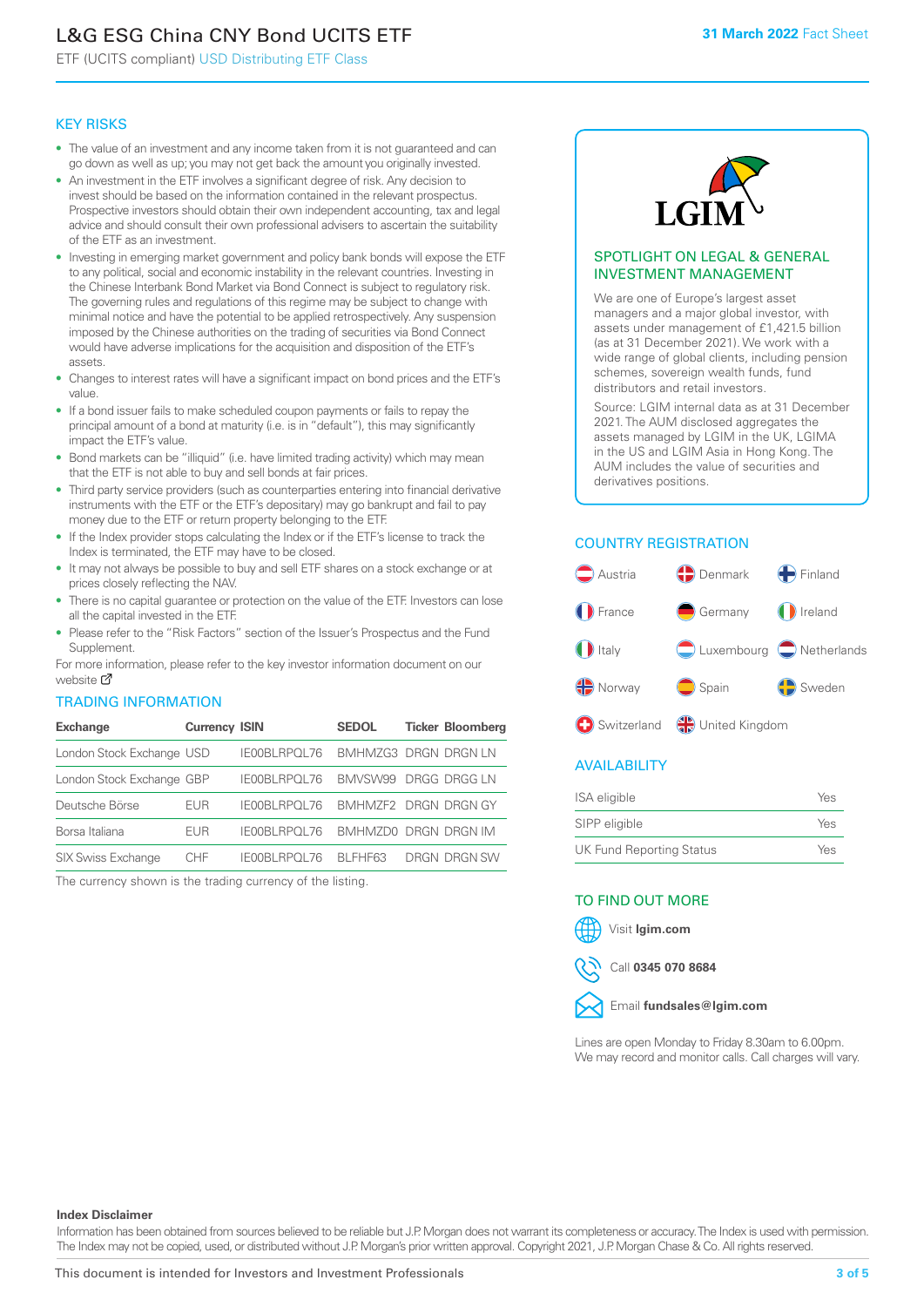# L&G ESG China CNY Bond UCITS ETF

ETF (UCITS compliant) USD Distributing ETF Class

31 March 2022 Fact Sheet

## KEY RISKS

- The value of an investment and any income taken from it is not guaranteed and can go down as well as up; you may not get back the amount you originally invested.
- An investment in the ETF involves a significant degree of risk. Any decision to invest should be based on the information contained in the relevant prospectus. Prospective investors should obtain their own independent accounting, tax and legal advice and should consult their own professional advisers to ascertain the suitability of the ETF as an investment.
- Investing in emerging market government and policy bank bonds will expose the ETF to any political, social and economic instability in the relevant countries. Investing in the Chinese Interbank Bond Market via Bond Connect is subject to regulatory risk. The governing rules and regulations of this regime may be subject to change with minimal notice and have the potential to be applied retrospectively. Any suspension imposed by the Chinese authorities on the trading of securities via Bond Connect would have adverse implications for the acquisition and disposition of the ETF's assets.
- Changes to interest rates will have a significant impact on bond prices and the ETF's value.
- If a bond issuer fails to make scheduled coupon payments or fails to repay the principal amount of a bond at maturity (i.e. is in "default"), this may significantly impact the ETF's value.
- Bond markets can be "illiquid" (i.e. have limited trading activity) which may mean that the ETF is not able to buy and sell bonds at fair prices.
- Third party service providers (such as counterparties entering into financial derivative instruments with the ETF or the ETF's depositary) may go bankrupt and fail to pay money due to the ETF or return property belonging to the ETF.
- If the Index provider stops calculating the Index or if the ETF's license to track the Index is terminated, the ETF may have to be closed.
- It may not always be possible to buy and sell ETF shares on a stock exchange or at prices closely reflecting the NAV.
- There is no capital guarantee or protection on the value of the ETF. Investors can lose all the capital invested in the ETF.
- Please refer to the "Risk Factors" section of the Issuer's Prospectus and the Fund Supplement.

For more information, please refer to the key investor information document on our website

## TRADING INFORMATION

| Exchange | Currency | ISIN | SEDOL | Ticker | Bloomberg |
|---|---|---|---|---|---|
| London Stock Exchange | USD | IE00BLRPQL76 | BMHMZG3 | DRGN | DRGN LN |
| London Stock Exchange | GBP | IE00BLRPQL76 | BMVSW99 | DRGG | DRGG LN |
| Deutsche Börse | EUR | IE00BLRPQL76 | BMHMZF2 | DRGN | DRGN GY |
| Borsa Italiana | EUR | IE00BLRPQL76 | BMHMZD0 | DRGN | DRGN IM |
| SIX Swiss Exchange | CHF | IE00BLRPQL76 | BLFHF63 | DRGN | DRGN SW |

The currency shown is the trading currency of the listing.

## SPOTLIGHT ON LEGAL & GENERAL INVESTMENT MANAGEMENT

We are one of Europe's largest asset managers and a major global investor, with assets under management of £1,421.5 billion (as at 31 December 2021). We work with a wide range of global clients, including pension schemes, sovereign wealth funds, fund distributors and retail investors.

Source: LGIM internal data as at 31 December 2021. The AUM disclosed aggregates the assets managed by LGIM in the UK, LGIMA in the US and LGIM Asia in Hong Kong. The AUM includes the value of securities and derivatives positions.

## COUNTRY REGISTRATION

Austria, Denmark, Finland, France, Germany, Ireland, Italy, Luxembourg, Netherlands, Norway, Spain, Sweden, Switzerland, United Kingdom

## AVAILABILITY

| | |
|---|---|
| ISA eligible | Yes |
| SIPP eligible | Yes |
| UK Fund Reporting Status | Yes |

## TO FIND OUT MORE

Visit **lgim.com**

Call **0345 070 8684**

Email **fundsales@lgim.com**

Lines are open Monday to Friday 8.30am to 6.00pm. We may record and monitor calls. Call charges will vary.

**Index Disclaimer**

Information has been obtained from sources believed to be reliable but J.P. Morgan does not warrant its completeness or accuracy. The Index is used with permission. The Index may not be copied, used, or distributed without J.P. Morgan's prior written approval. Copyright 2021, J.P. Morgan Chase & Co. All rights reserved.

This document is intended for Investors and Investment Professionals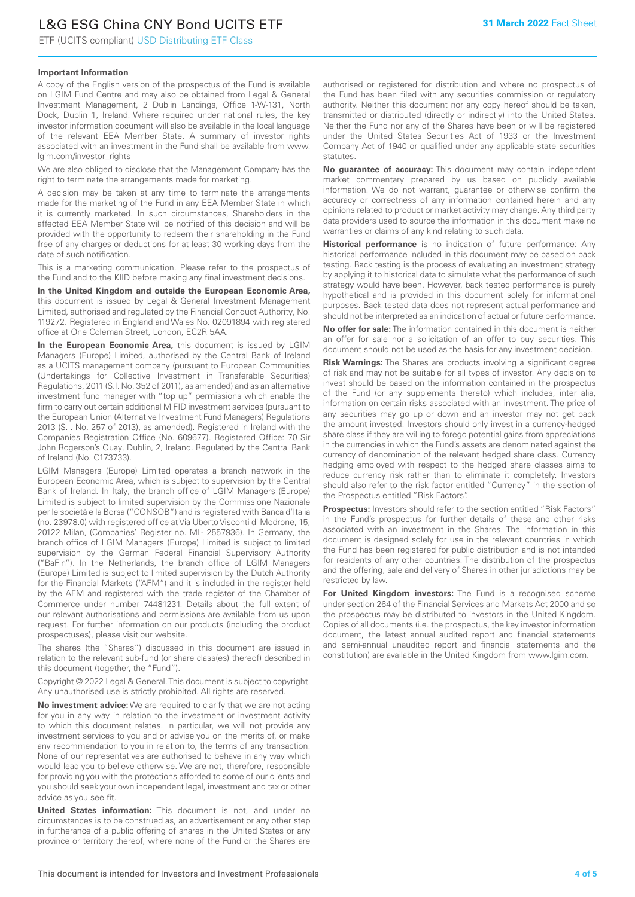### Important Information

A copy of the English version of the prospectus of the Fund is available on LGIM Fund Centre and may also be obtained from Legal & General Investment Management, 2 Dublin Landings, Office 1-W-131, North Dock, Dublin 1, Ireland. Where required under national rules, the key investor information document will also be available in the local language of the relevant EEA Member State. A summary of investor rights associated with an investment in the Fund shall be available from www.lgim.com/investor_rights

We are also obliged to disclose that the Management Company has the right to terminate the arrangements made for marketing.

A decision may be taken at any time to terminate the arrangements made for the marketing of the Fund in any EEA Member State in which it is currently marketed. In such circumstances, Shareholders in the affected EEA Member State will be notified of this decision and will be provided with the opportunity to redeem their shareholding in the Fund free of any charges or deductions for at least 30 working days from the date of such notification.

This is a marketing communication. Please refer to the prospectus of the Fund and to the KIID before making any final investment decisions.

**In the United Kingdom and outside the European Economic Area,** this document is issued by Legal & General Investment Management Limited, authorised and regulated by the Financial Conduct Authority, No. 119272. Registered in England and Wales No. 02091894 with registered office at One Coleman Street, London, EC2R 5AA.

**In the European Economic Area,** this document is issued by LGIM Managers (Europe) Limited, authorised by the Central Bank of Ireland as a UCITS management company (pursuant to European Communities (Undertakings for Collective Investment in Transferable Securities) Regulations, 2011 (S.I. No. 352 of 2011), as amended) and as an alternative investment fund manager with "top up" permissions which enable the firm to carry out certain additional MiFID investment services (pursuant to the European Union (Alternative Investment Fund Managers) Regulations 2013 (S.I. No. 257 of 2013), as amended). Registered in Ireland with the Companies Registration Office (No. 609677). Registered Office: 70 Sir John Rogerson's Quay, Dublin, 2, Ireland. Regulated by the Central Bank of Ireland (No. C173733).

LGIM Managers (Europe) Limited operates a branch network in the European Economic Area, which is subject to supervision by the Central Bank of Ireland. In Italy, the branch office of LGIM Managers (Europe) Limited is subject to limited supervision by the Commissione Nazionale per le società e la Borsa ("CONSOB") and is registered with Banca d'Italia (no. 23978.0) with registered office at Via Uberto Visconti di Modrone, 15, 20122 Milan, (Companies' Register no. MI - 2557936). In Germany, the branch office of LGIM Managers (Europe) Limited is subject to limited supervision by the German Federal Financial Supervisory Authority ("BaFin"). In the Netherlands, the branch office of LGIM Managers (Europe) Limited is subject to limited supervision by the Dutch Authority for the Financial Markets ("AFM") and it is included in the register held by the AFM and registered with the trade register of the Chamber of Commerce under number 74481231. Details about the full extent of our relevant authorisations and permissions are available from us upon request. For further information on our products (including the product prospectuses), please visit our website.

The shares (the "Shares") discussed in this document are issued in relation to the relevant sub-fund (or share class(es) thereof) described in this document (together, the "Fund").

Copyright © 2022 Legal & General. This document is subject to copyright. Any unauthorised use is strictly prohibited. All rights are reserved.

**No investment advice:** We are required to clarify that we are not acting for you in any way in relation to the investment or investment activity to which this document relates. In particular, we will not provide any investment services to you and or advise you on the merits of, or make any recommendation to you in relation to, the terms of any transaction. None of our representatives are authorised to behave in any way which would lead you to believe otherwise. We are not, therefore, responsible for providing you with the protections afforded to some of our clients and you should seek your own independent legal, investment and tax or other advice as you see fit.

**United States information:** This document is not, and under no circumstances is to be construed as, an advertisement or any other step in furtherance of a public offering of shares in the United States or any province or territory thereof, where none of the Fund or the Shares are authorised or registered for distribution and where no prospectus of the Fund has been filed with any securities commission or regulatory authority. Neither this document nor any copy hereof should be taken, transmitted or distributed (directly or indirectly) into the United States. Neither the Fund nor any of the Shares have been or will be registered under the United States Securities Act of 1933 or the Investment Company Act of 1940 or qualified under any applicable state securities statutes.

**No guarantee of accuracy:** This document may contain independent market commentary prepared by us based on publicly available information. We do not warrant, guarantee or otherwise confirm the accuracy or correctness of any information contained herein and any opinions related to product or market activity may change. Any third party data providers used to source the information in this document make no warranties or claims of any kind relating to such data.

**Historical performance** is no indication of future performance: Any historical performance included in this document may be based on back testing. Back testing is the process of evaluating an investment strategy by applying it to historical data to simulate what the performance of such strategy would have been. However, back tested performance is purely hypothetical and is provided in this document solely for informational purposes. Back tested data does not represent actual performance and should not be interpreted as an indication of actual or future performance.

**No offer for sale:** The information contained in this document is neither an offer for sale nor a solicitation of an offer to buy securities. This document should not be used as the basis for any investment decision.

**Risk Warnings:** The Shares are products involving a significant degree of risk and may not be suitable for all types of investor. Any decision to invest should be based on the information contained in the prospectus of the Fund (or any supplements thereto) which includes, inter alia, information on certain risks associated with an investment. The price of any securities may go up or down and an investor may not get back the amount invested. Investors should only invest in a currency-hedged share class if they are willing to forego potential gains from appreciations in the currencies in which the Fund's assets are denominated against the currency of denomination of the relevant hedged share class. Currency hedging employed with respect to the hedged share classes aims to reduce currency risk rather than to eliminate it completely. Investors should also refer to the risk factor entitled "Currency" in the section of the Prospectus entitled "Risk Factors".

**Prospectus:** Investors should refer to the section entitled "Risk Factors" in the Fund's prospectus for further details of these and other risks associated with an investment in the Shares. The information in this document is designed solely for use in the relevant countries in which the Fund has been registered for public distribution and is not intended for residents of any other countries. The distribution of the prospectus and the offering, sale and delivery of Shares in other jurisdictions may be restricted by law.

**For United Kingdom investors:** The Fund is a recognised scheme under section 264 of the Financial Services and Markets Act 2000 and so the prospectus may be distributed to investors in the United Kingdom. Copies of all documents (i.e. the prospectus, the key investor information document, the latest annual audited report and financial statements and semi-annual unaudited report and financial statements and the constitution) are available in the United Kingdom from www.lgim.com.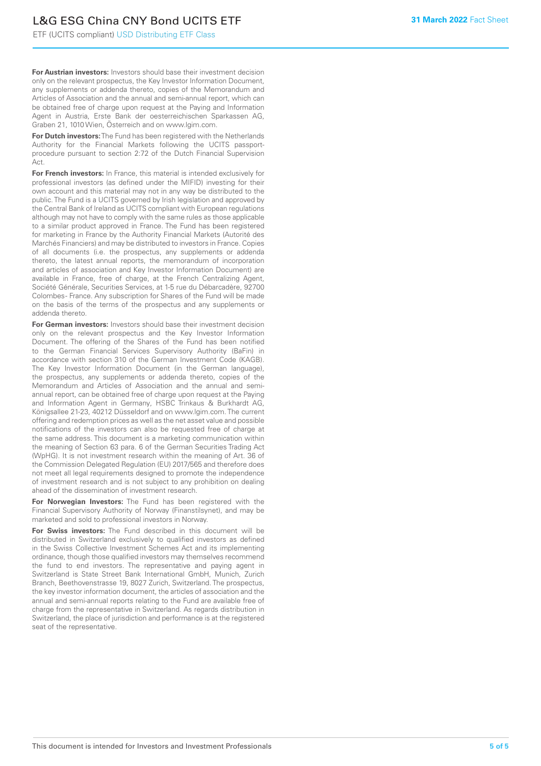**For Austrian investors:** Investors should base their investment decision only on the relevant prospectus, the Key Investor Information Document, any supplements or addenda thereto, copies of the Memorandum and Articles of Association and the annual and semi-annual report, which can be obtained free of charge upon request at the Paying and Information Agent in Austria, Erste Bank der oesterreichischen Sparkassen AG, Graben 21, 1010 Wien, Österreich and on www.lgim.com.

**For Dutch investors:** The Fund has been registered with the Netherlands Authority for the Financial Markets following the UCITS passport-procedure pursuant to section 2:72 of the Dutch Financial Supervision Act.

**For French investors:** In France, this material is intended exclusively for professional investors (as defined under the MIFID) investing for their own account and this material may not in any way be distributed to the public. The Fund is a UCITS governed by Irish legislation and approved by the Central Bank of Ireland as UCITS compliant with European regulations although may not have to comply with the same rules as those applicable to a similar product approved in France. The Fund has been registered for marketing in France by the Authority Financial Markets (Autorité des Marchés Financiers) and may be distributed to investors in France. Copies of all documents (i.e. the prospectus, any supplements or addenda thereto, the latest annual reports, the memorandum of incorporation and articles of association and Key Investor Information Document) are available in France, free of charge, at the French Centralizing Agent, Société Générale, Securities Services, at 1-5 rue du Débarcadère, 92700 Colombes- France. Any subscription for Shares of the Fund will be made on the basis of the terms of the prospectus and any supplements or addenda thereto.

**For German investors:** Investors should base their investment decision only on the relevant prospectus and the Key Investor Information Document. The offering of the Shares of the Fund has been notified to the German Financial Services Supervisory Authority (BaFin) in accordance with section 310 of the German Investment Code (KAGB). The Key Investor Information Document (in the German language), the prospectus, any supplements or addenda thereto, copies of the Memorandum and Articles of Association and the annual and semi-annual report, can be obtained free of charge upon request at the Paying and Information Agent in Germany, HSBC Trinkaus & Burkhardt AG, Königsallee 21-23, 40212 Düsseldorf and on www.lgim.com. The current offering and redemption prices as well as the net asset value and possible notifications of the investors can also be requested free of charge at the same address. This document is a marketing communication within the meaning of Section 63 para. 6 of the German Securities Trading Act (WpHG). It is not investment research within the meaning of Art. 36 of the Commission Delegated Regulation (EU) 2017/565 and therefore does not meet all legal requirements designed to promote the independence of investment research and is not subject to any prohibition on dealing ahead of the dissemination of investment research.

**For Norwegian Investors:** The Fund has been registered with the Financial Supervisory Authority of Norway (Finanstilsynet), and may be marketed and sold to professional investors in Norway.

**For Swiss investors:** The Fund described in this document will be distributed in Switzerland exclusively to qualified investors as defined in the Swiss Collective Investment Schemes Act and its implementing ordinance, though those qualified investors may themselves recommend the fund to end investors. The representative and paying agent in Switzerland is State Street Bank International GmbH, Munich, Zurich Branch, Beethovenstrasse 19, 8027 Zurich, Switzerland. The prospectus, the key investor information document, the articles of association and the annual and semi-annual reports relating to the Fund are available free of charge from the representative in Switzerland. As regards distribution in Switzerland, the place of jurisdiction and performance is at the registered seat of the representative.